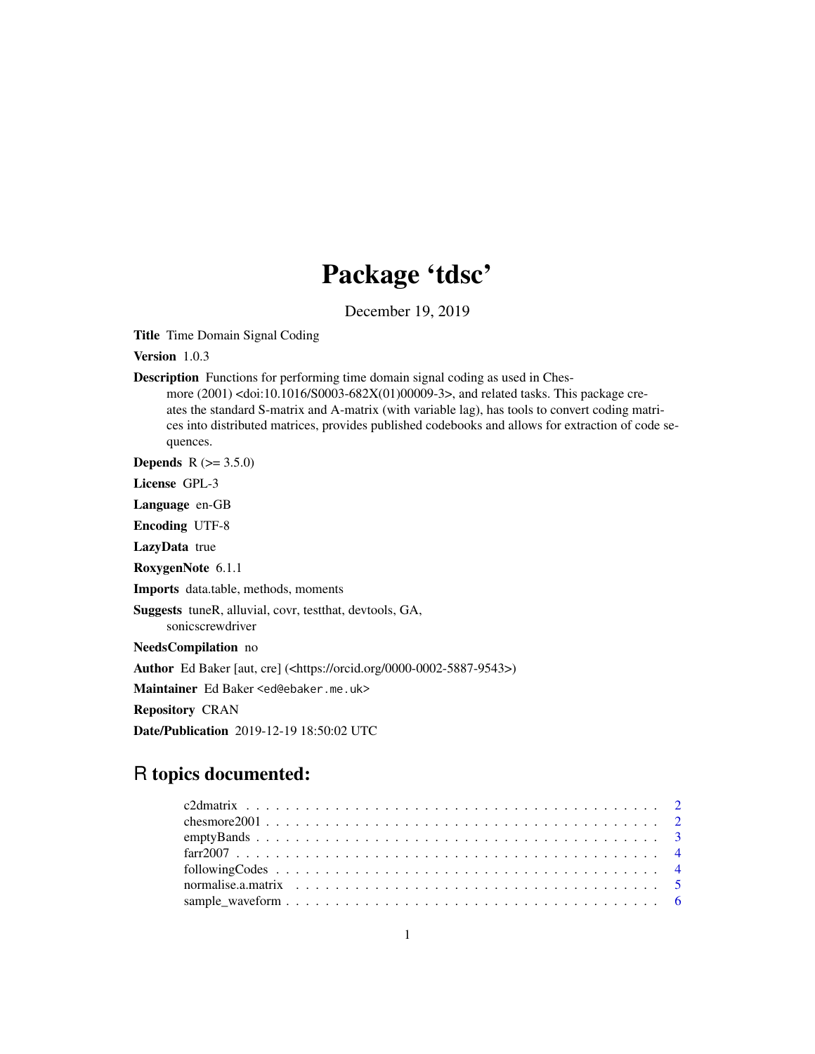# Package 'tdsc'

December 19, 2019

**Title** Time Domain Signal Coding

**Version** 1.0.3

**Description** Functions for performing time domain signal coding as used in Chesmore (2001) <doi:10.1016/S0003-682X(01)00009-3>, and related tasks. This package creates the standard S-matrix and A-matrix (with variable lag), has tools to convert coding matrices into distributed matrices, provides published codebooks and allows for extraction of code sequences.

**Depends** R (>= 3.5.0)

**License** GPL-3

**Language** en-GB

**Encoding** UTF-8

**LazyData** true

**RoxygenNote** 6.1.1

**Imports** data.table, methods, moments

**Suggests** tuneR, alluvial, covr, testthat, devtools, GA, sonicscrewdriver

**NeedsCompilation** no

**Author** Ed Baker [aut, cre] (<https://orcid.org/0000-0002-5887-9543>)

**Maintainer** Ed Baker <ed@ebaker.me.uk>

**Repository** CRAN

**Date/Publication** 2019-12-19 18:50:02 UTC

## R topics documented:

- c2dmatrix . . . . . . . . . . . . . . . . . . . . . . . . . . . . . . . . . . . . . . . . 2
- chesmore2001 . . . . . . . . . . . . . . . . . . . . . . . . . . . . . . . . . . . . . . 2
- emptyBands . . . . . . . . . . . . . . . . . . . . . . . . . . . . . . . . . . . . . . . 3
- farr2007 . . . . . . . . . . . . . . . . . . . . . . . . . . . . . . . . . . . . . . . . . 4
- followingCodes . . . . . . . . . . . . . . . . . . . . . . . . . . . . . . . . . . . . . 4
- normalise.a.matrix . . . . . . . . . . . . . . . . . . . . . . . . . . . . . . . . . . . 5
- sample_waveform . . . . . . . . . . . . . . . . . . . . . . . . . . . . . . . . . . . . 6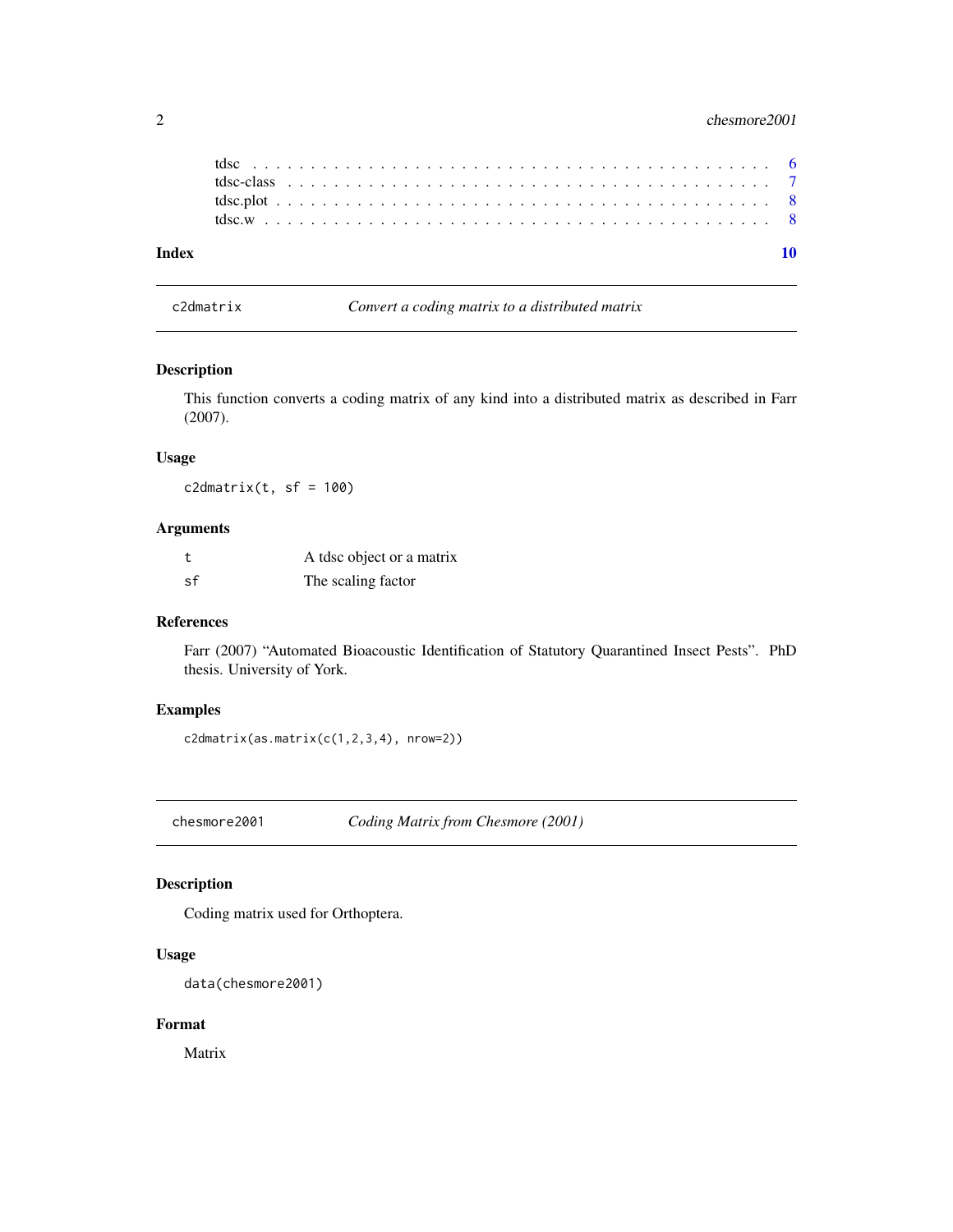| | |
|---|---|
| tdsc | 6 |
| tdsc-class | 7 |
| tdsc.plot | 8 |
| tdsc.w | 8 |

**Index** **10**

---

## c2dmatrix — *Convert a coding matrix to a distributed matrix*

### Description

This function converts a coding matrix of any kind into a distributed matrix as described in Farr (2007).

### Usage

```
c2dmatrix(t, sf = 100)
```

### Arguments

| | |
|---|---|
| `t` | A tdsc object or a matrix |
| `sf` | The scaling factor |

### References

Farr (2007) "Automated Bioacoustic Identification of Statutory Quarantined Insect Pests". PhD thesis. University of York.

### Examples

```
c2dmatrix(as.matrix(c(1,2,3,4), nrow=2))
```

---

## chesmore2001 — *Coding Matrix from Chesmore (2001)*

### Description

Coding matrix used for Orthoptera.

### Usage

```
data(chesmore2001)
```

### Format

Matrix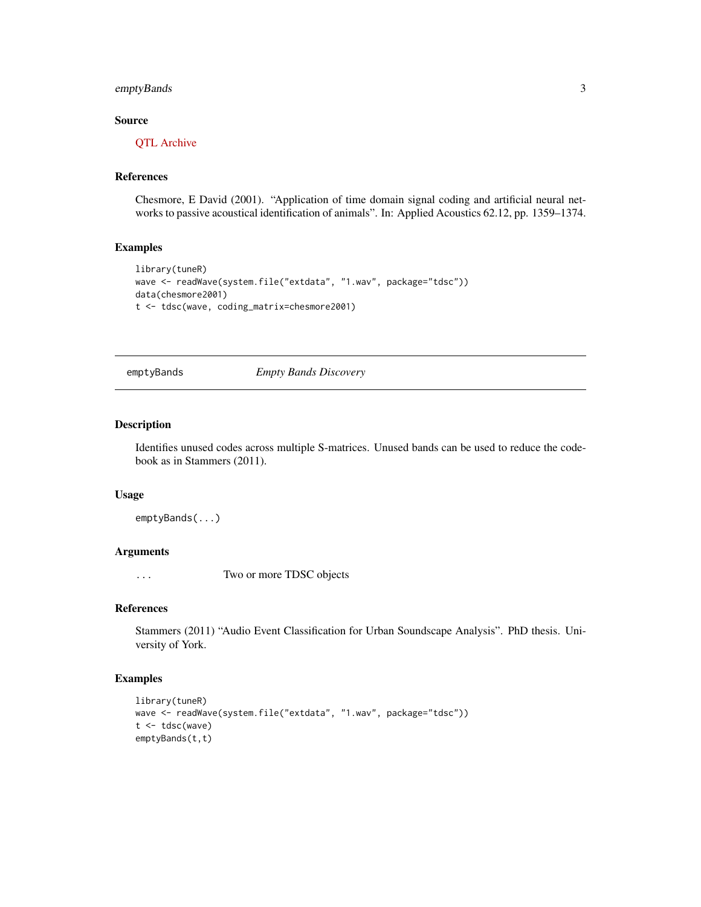## Source

QTL Archive

## References

Chesmore, E David (2001). "Application of time domain signal coding and artificial neural networks to passive acoustical identification of animals". In: Applied Acoustics 62.12, pp. 1359–1374.

## Examples

```
library(tuneR)
wave <- readWave(system.file("extdata", "1.wav", package="tdsc"))
data(chesmore2001)
t <- tdsc(wave, coding_matrix=chesmore2001)
```

---

# emptyBands *Empty Bands Discovery*

---

## Description

Identifies unused codes across multiple S-matrices. Unused bands can be used to reduce the codebook as in Stammers (2011).

## Usage

```
emptyBands(...)
```

## Arguments

| | |
|---|---|
| ... | Two or more TDSC objects |

## References

Stammers (2011) "Audio Event Classification for Urban Soundscape Analysis". PhD thesis. University of York.

## Examples

```
library(tuneR)
wave <- readWave(system.file("extdata", "1.wav", package="tdsc"))
t <- tdsc(wave)
emptyBands(t,t)
```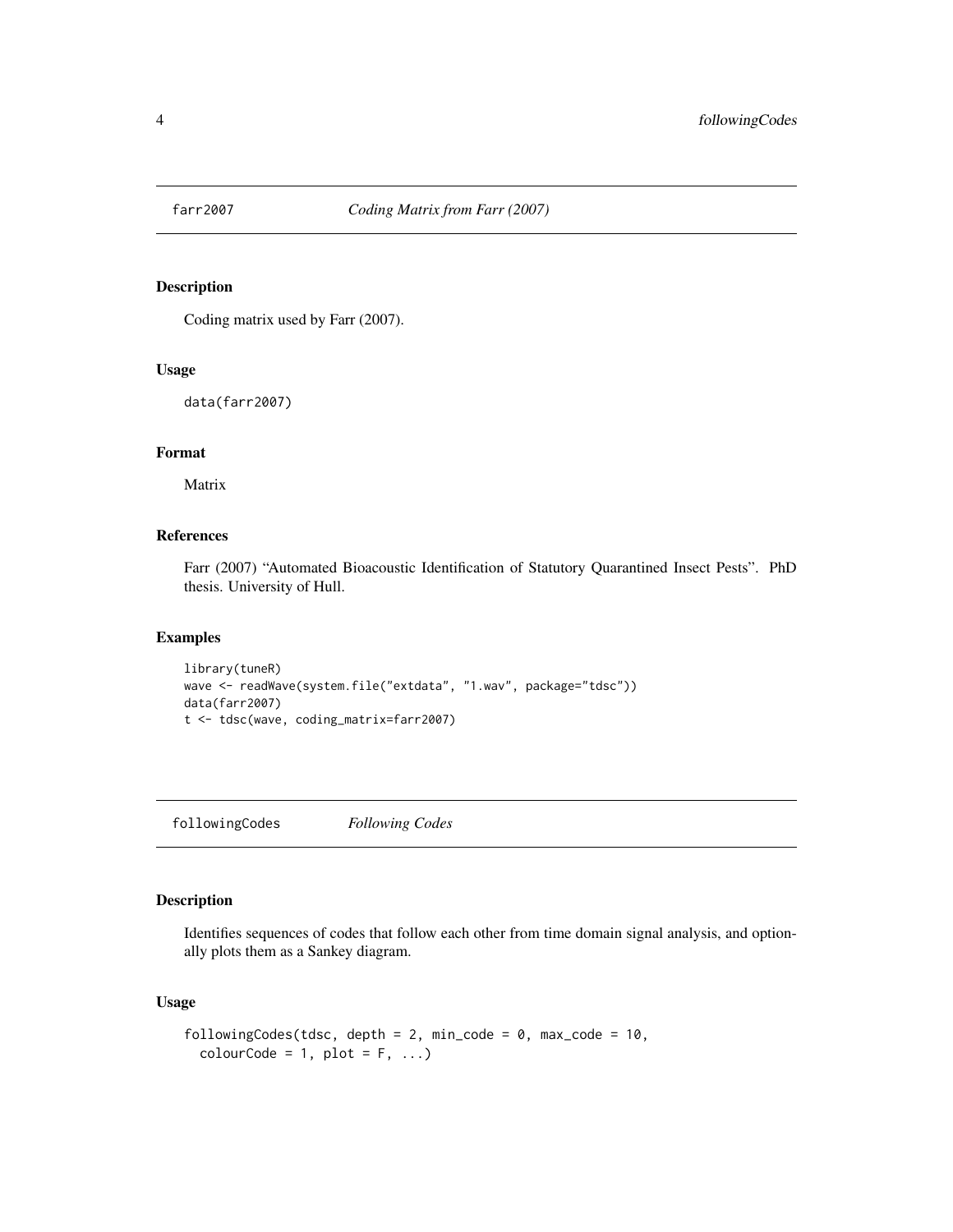## farr2007 *Coding Matrix from Farr (2007)*

### Description

Coding matrix used by Farr (2007).

### Usage

```
data(farr2007)
```

### Format

Matrix

### References

Farr (2007) "Automated Bioacoustic Identification of Statutory Quarantined Insect Pests". PhD thesis. University of Hull.

### Examples

```
library(tuneR)
wave <- readWave(system.file("extdata", "1.wav", package="tdsc"))
data(farr2007)
t <- tdsc(wave, coding_matrix=farr2007)
```

## followingCodes *Following Codes*

### Description

Identifies sequences of codes that follow each other from time domain signal analysis, and optionally plots them as a Sankey diagram.

### Usage

```
followingCodes(tdsc, depth = 2, min_code = 0, max_code = 10,
  colourCode = 1, plot = F, ...)
```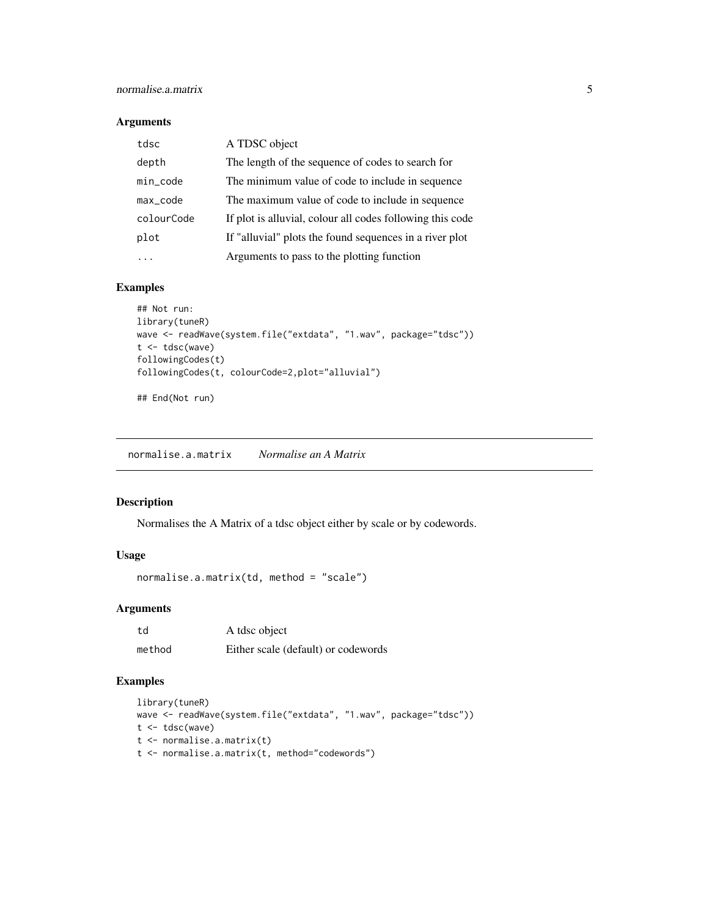### Arguments

| | |
|---|---|
| tdsc | A TDSC object |
| depth | The length of the sequence of codes to search for |
| min_code | The minimum value of code to include in sequence |
| max_code | The maximum value of code to include in sequence |
| colourCode | If plot is alluvial, colour all codes following this code |
| plot | If "alluvial" plots the found sequences in a river plot |
| ... | Arguments to pass to the plotting function |

### Examples

```
## Not run:
library(tuneR)
wave <- readWave(system.file("extdata", "1.wav", package="tdsc"))
t <- tdsc(wave)
followingCodes(t)
followingCodes(t, colourCode=2,plot="alluvial")

## End(Not run)
```

---

## normalise.a.matrix    *Normalise an A Matrix*

---

### Description

Normalises the A Matrix of a tdsc object either by scale or by codewords.

### Usage

```
normalise.a.matrix(td, method = "scale")
```

### Arguments

| | |
|---|---|
| td | A tdsc object |
| method | Either scale (default) or codewords |

### Examples

```
library(tuneR)
wave <- readWave(system.file("extdata", "1.wav", package="tdsc"))
t <- tdsc(wave)
t <- normalise.a.matrix(t)
t <- normalise.a.matrix(t, method="codewords")
```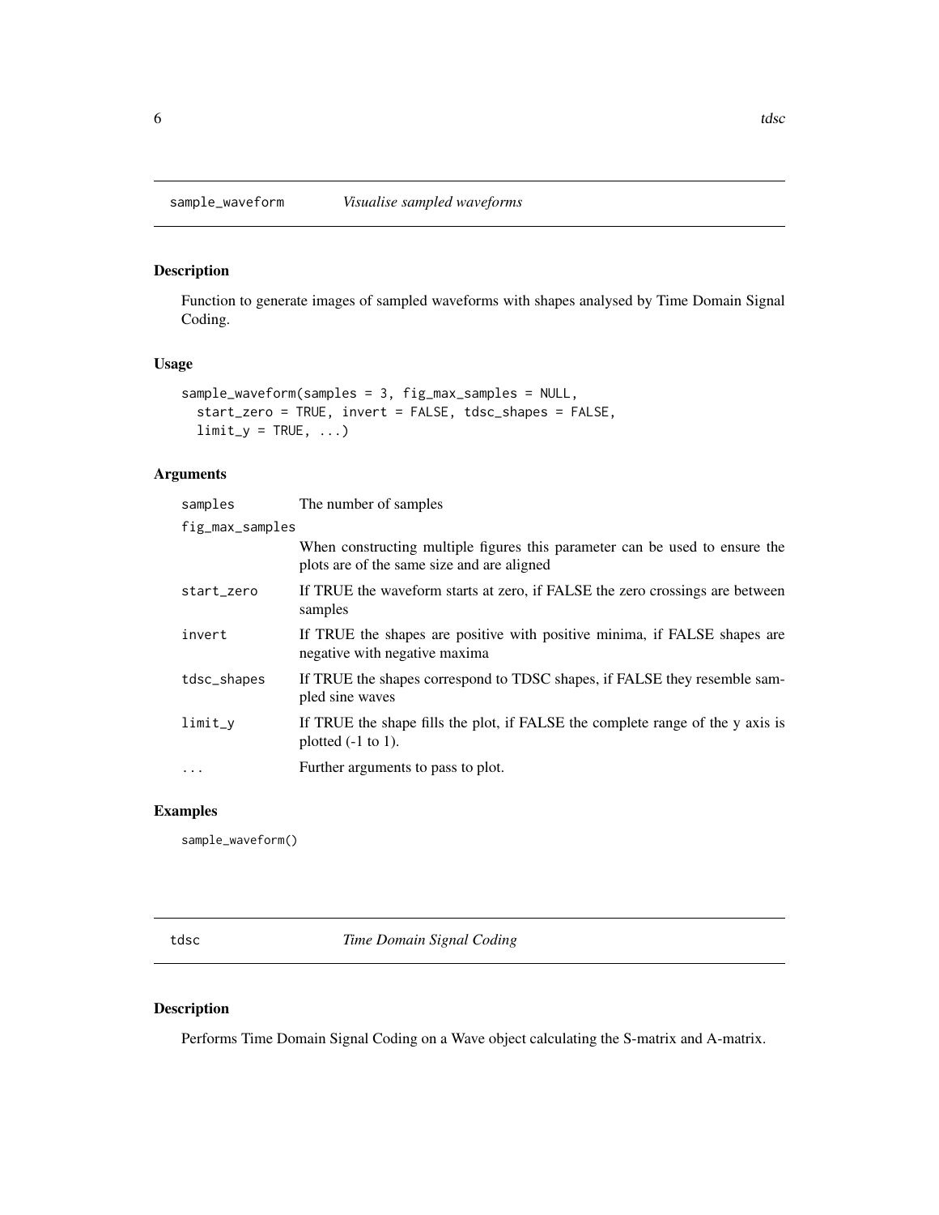## sample_waveform *Visualise sampled waveforms*

### Description

Function to generate images of sampled waveforms with shapes analysed by Time Domain Signal Coding.

### Usage

```
sample_waveform(samples = 3, fig_max_samples = NULL,
  start_zero = TRUE, invert = FALSE, tdsc_shapes = FALSE,
  limit_y = TRUE, ...)
```

### Arguments

| | |
|---|---|
| samples | The number of samples |
| fig_max_samples | When constructing multiple figures this parameter can be used to ensure the plots are of the same size and are aligned |
| start_zero | If TRUE the waveform starts at zero, if FALSE the zero crossings are between samples |
| invert | If TRUE the shapes are positive with positive minima, if FALSE shapes are negative with negative maxima |
| tdsc_shapes | If TRUE the shapes correspond to TDSC shapes, if FALSE they resemble sampled sine waves |
| limit_y | If TRUE the shape fills the plot, if FALSE the complete range of the y axis is plotted (-1 to 1). |
| ... | Further arguments to pass to plot. |

### Examples

```
sample_waveform()
```

## tdsc *Time Domain Signal Coding*

### Description

Performs Time Domain Signal Coding on a Wave object calculating the S-matrix and A-matrix.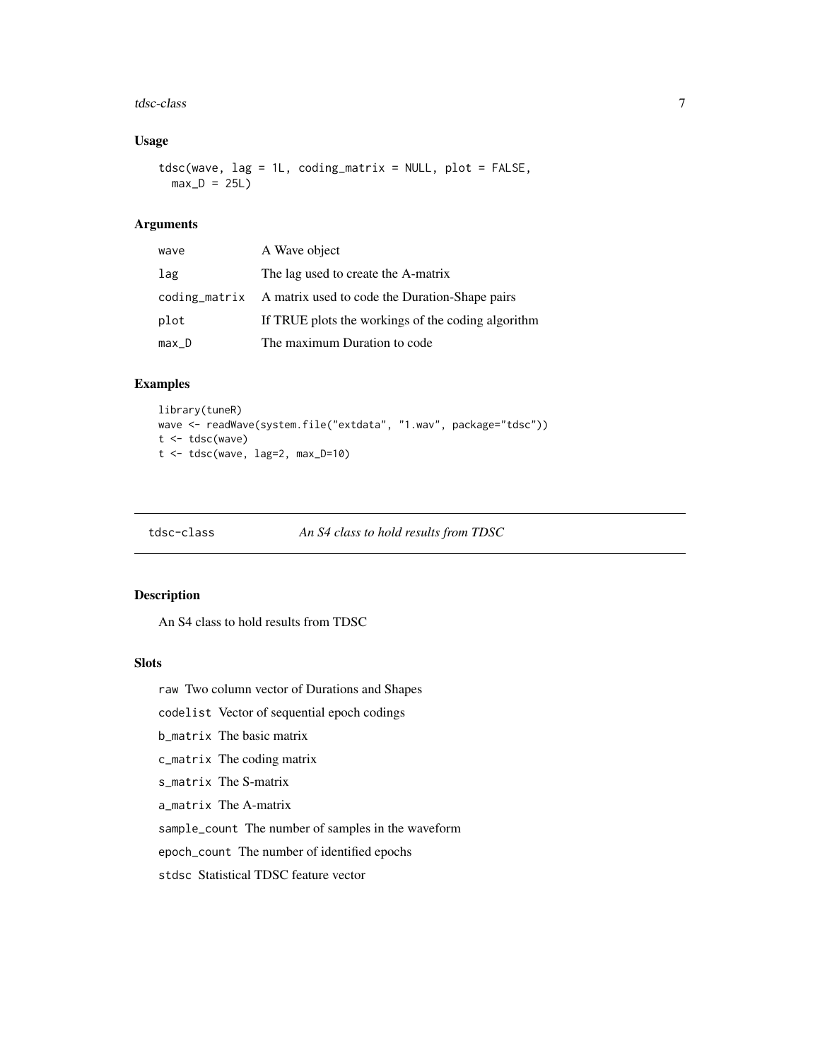### Usage

```
tdsc(wave, lag = 1L, coding_matrix = NULL, plot = FALSE,
  max_D = 25L)
```

### Arguments

| | |
|---|---|
| wave | A Wave object |
| lag | The lag used to create the A-matrix |
| coding_matrix | A matrix used to code the Duration-Shape pairs |
| plot | If TRUE plots the workings of the coding algorithm |
| max_D | The maximum Duration to code |

### Examples

```
library(tuneR)
wave <- readWave(system.file("extdata", "1.wav", package="tdsc"))
t <- tdsc(wave)
t <- tdsc(wave, lag=2, max_D=10)
```

---

## tdsc-class    *An S4 class to hold results from TDSC*

---

### Description

An S4 class to hold results from TDSC

### Slots

raw Two column vector of Durations and Shapes

codelist Vector of sequential epoch codings

b_matrix The basic matrix

c_matrix The coding matrix

s_matrix The S-matrix

a_matrix The A-matrix

sample_count The number of samples in the waveform

epoch_count The number of identified epochs

stdsc Statistical TDSC feature vector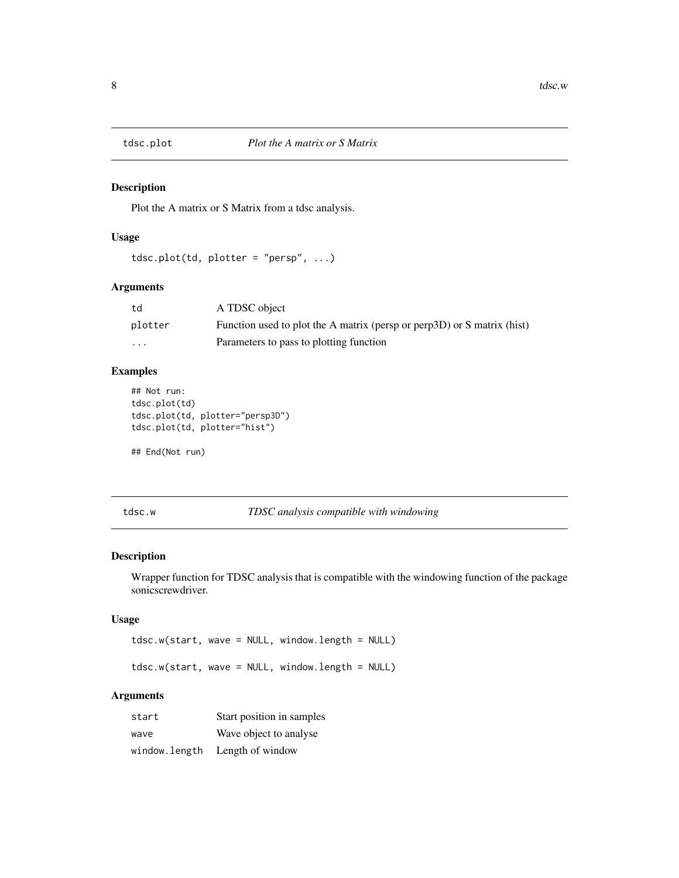## tdsc.plot — *Plot the A matrix or S Matrix*

### Description

Plot the A matrix or S Matrix from a tdsc analysis.

### Usage

```
tdsc.plot(td, plotter = "persp", ...)
```

### Arguments

| | |
|---|---|
| `td` | A TDSC object |
| `plotter` | Function used to plot the A matrix (persp or perp3D) or S matrix (hist) |
| `...` | Parameters to pass to plotting function |

### Examples

```
## Not run:
tdsc.plot(td)
tdsc.plot(td, plotter="persp3D")
tdsc.plot(td, plotter="hist")

## End(Not run)
```

## tdsc.w — *TDSC analysis compatible with windowing*

### Description

Wrapper function for TDSC analysis that is compatible with the windowing function of the package sonicscrewdriver.

### Usage

```
tdsc.w(start, wave = NULL, window.length = NULL)

tdsc.w(start, wave = NULL, window.length = NULL)
```

### Arguments

| | |
|---|---|
| `start` | Start position in samples |
| `wave` | Wave object to analyse |
| `window.length` | Length of window |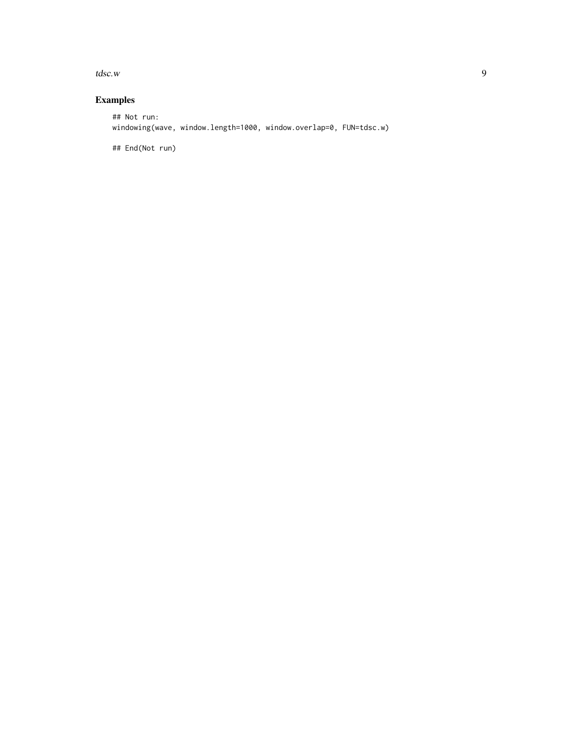## Examples

```
## Not run:
windowing(wave, window.length=1000, window.overlap=0, FUN=tdsc.w)

## End(Not run)
```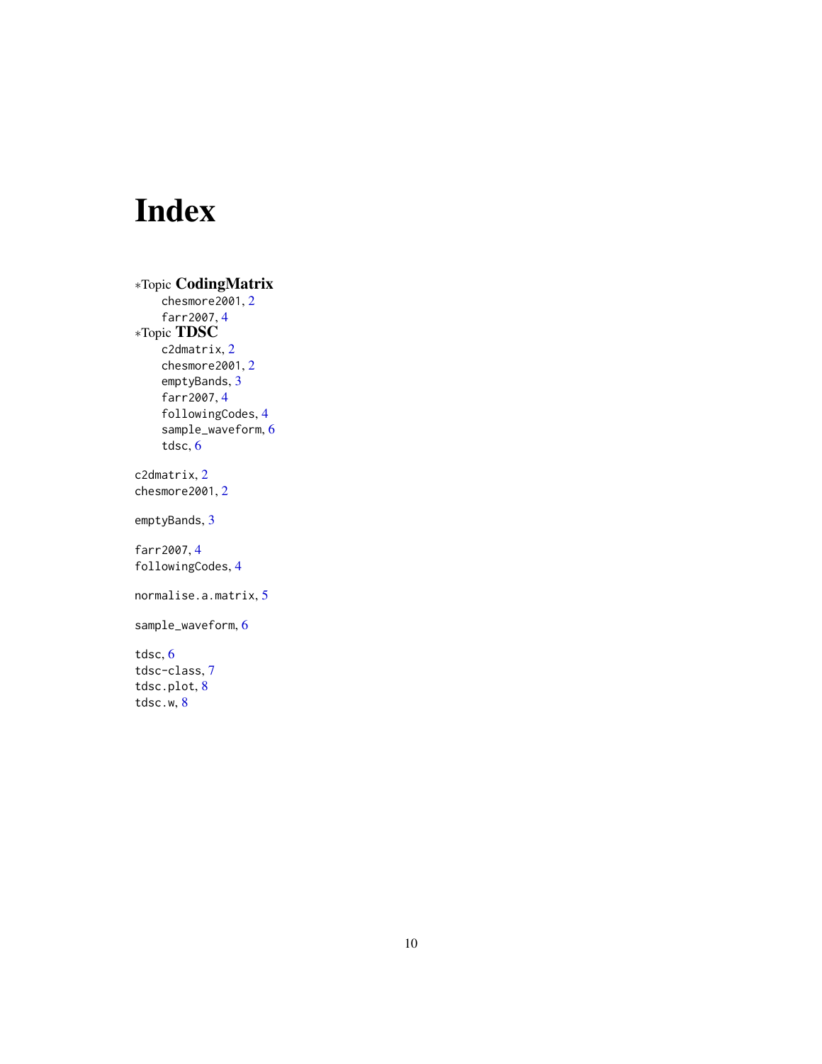# Index

*Topic **CodingMatrix**
- chesmore2001, 2
- farr2007, 4

*Topic **TDSC**
- c2dmatrix, 2
- chesmore2001, 2
- emptyBands, 3
- farr2007, 4
- followingCodes, 4
- sample_waveform, 6
- tdsc, 6

c2dmatrix, 2
chesmore2001, 2

emptyBands, 3

farr2007, 4
followingCodes, 4

normalise.a.matrix, 5

sample_waveform, 6

tdsc, 6
tdsc-class, 7
tdsc.plot, 8
tdsc.w, 8